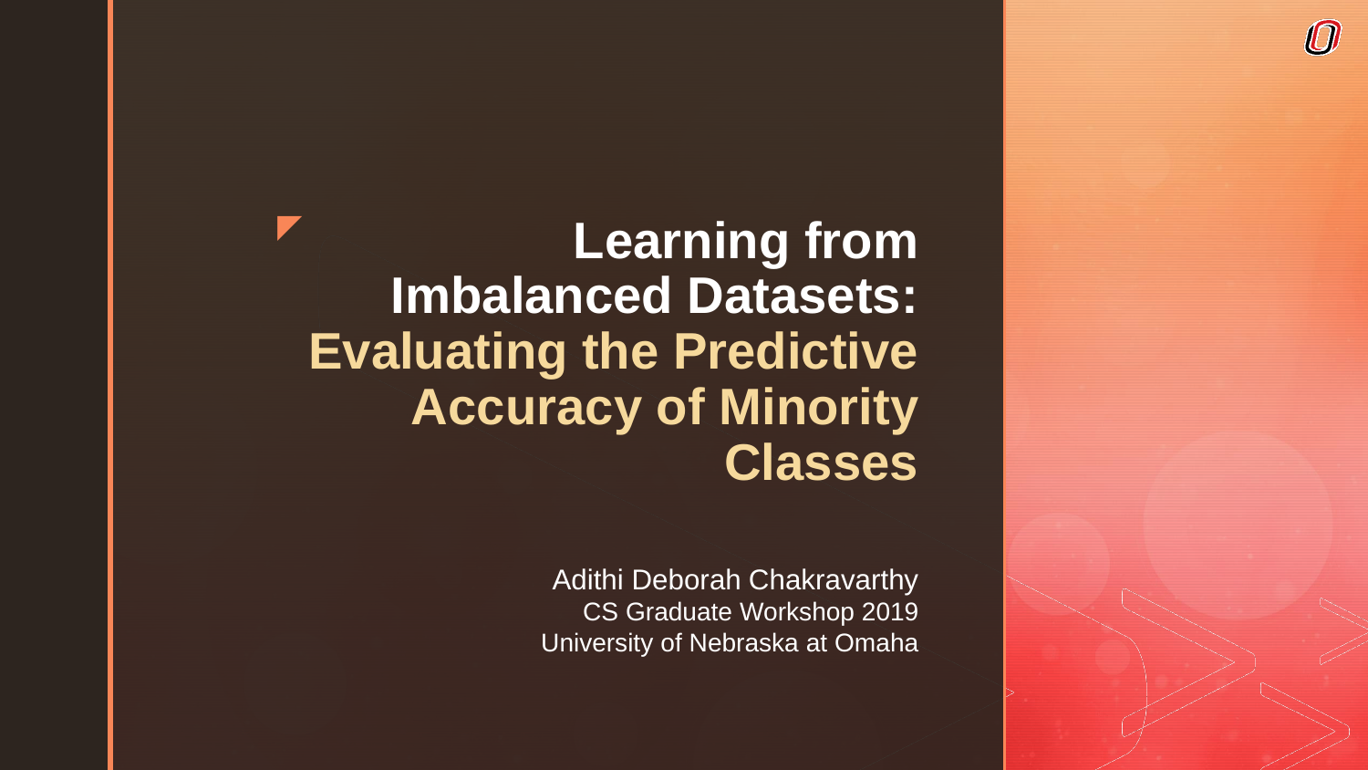# Learning from Imbalanced Datasets: Evaluating the Predictive Accuracy of Minority Classes

Adithi Deborah Chakravarthy
CS Graduate Workshop 2019
University of Nebraska at Omaha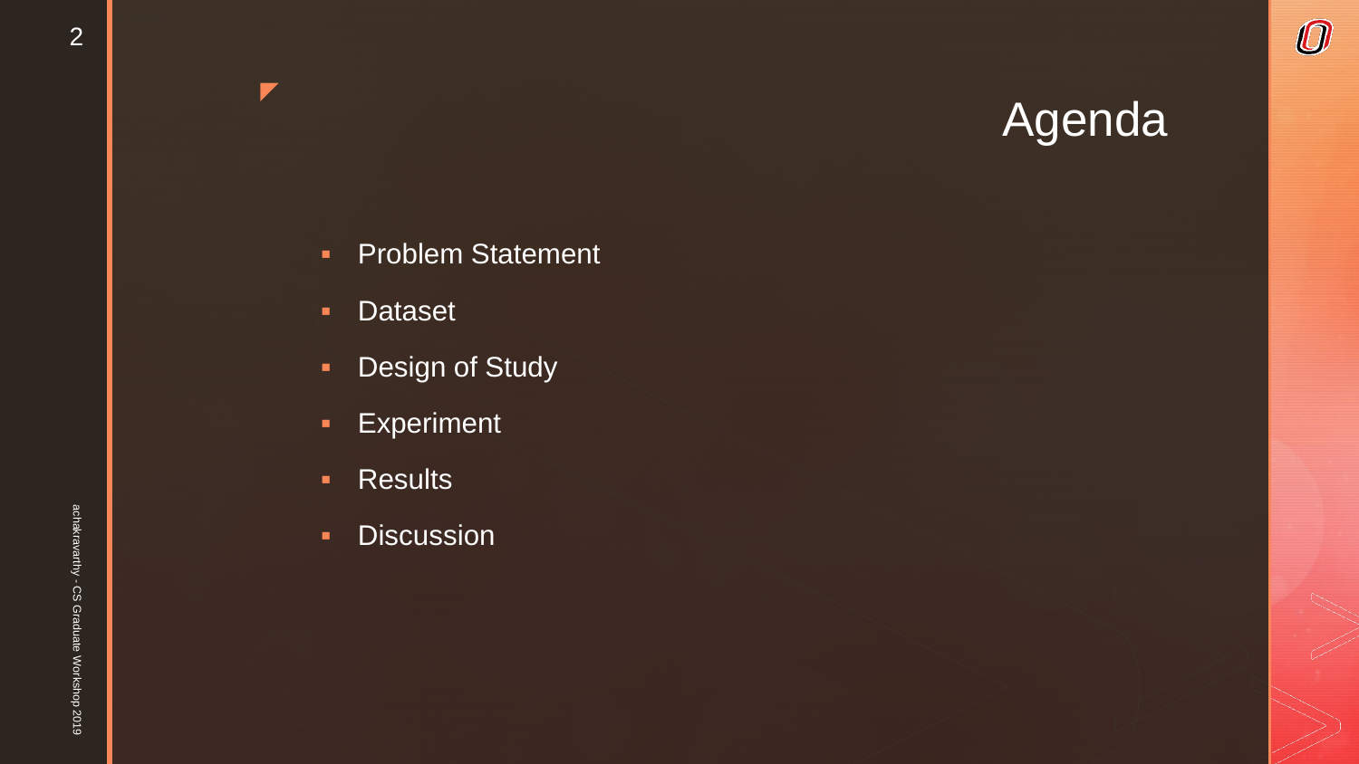# Agenda

- Problem Statement
- Dataset
- Design of Study
- Experiment
- Results
- Discussion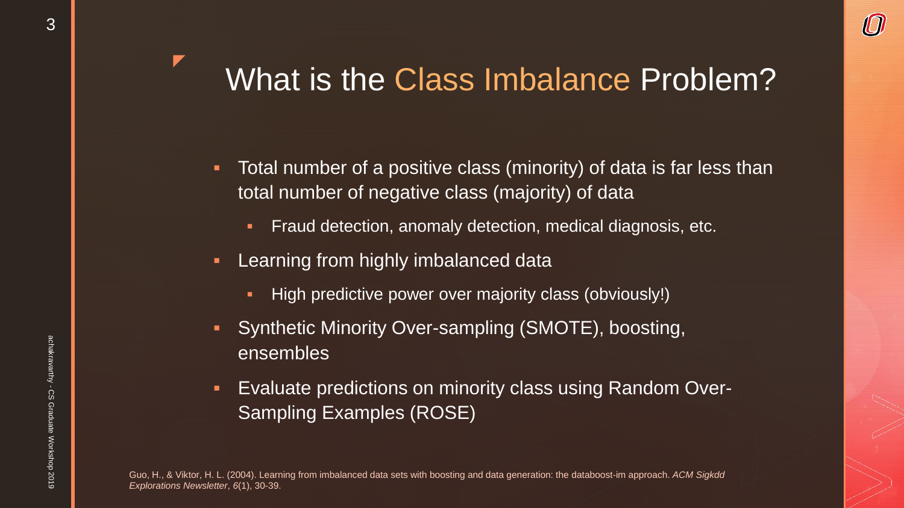# What is the Class Imbalance Problem?

- Total number of a positive class (minority) of data is far less than total number of negative class (majority) of data
  - Fraud detection, anomaly detection, medical diagnosis, etc.
- Learning from highly imbalanced data
  - High predictive power over majority class (obviously!)
- Synthetic Minority Over-sampling (SMOTE), boosting, ensembles
- Evaluate predictions on minority class using Random Over-Sampling Examples (ROSE)

Guo, H., & Viktor, H. L. (2004). Learning from imbalanced data sets with boosting and data generation: the databoost-im approach. *ACM Sigkdd Explorations Newsletter*, *6*(1), 30-39.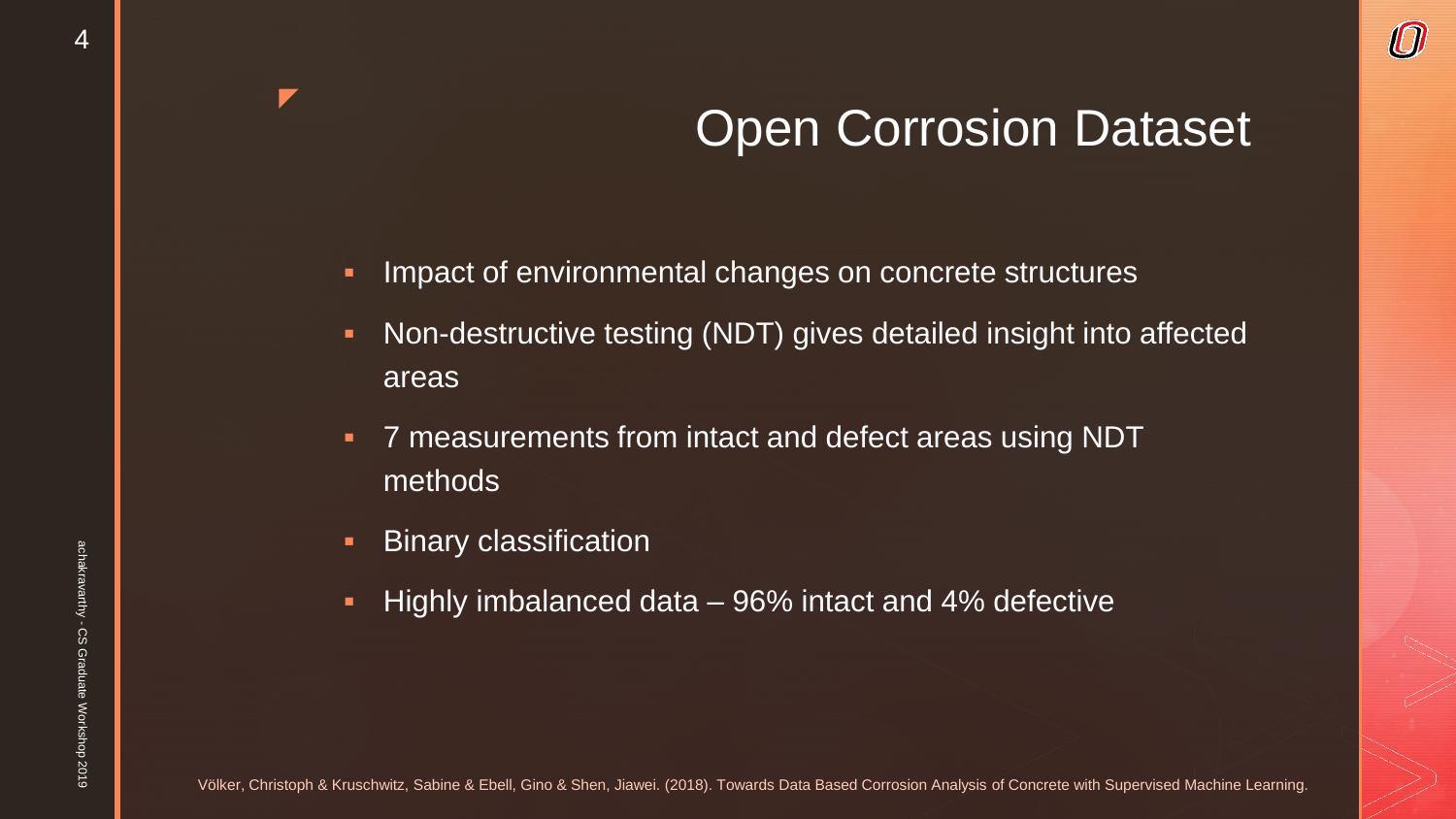# Open Corrosion Dataset

- Impact of environmental changes on concrete structures
- Non-destructive testing (NDT) gives detailed insight into affected areas
- 7 measurements from intact and defect areas using NDT methods
- Binary classification
- Highly imbalanced data – 96% intact and 4% defective

Völker, Christoph & Kruschwitz, Sabine & Ebell, Gino & Shen, Jiawei. (2018). Towards Data Based Corrosion Analysis of Concrete with Supervised Machine Learning.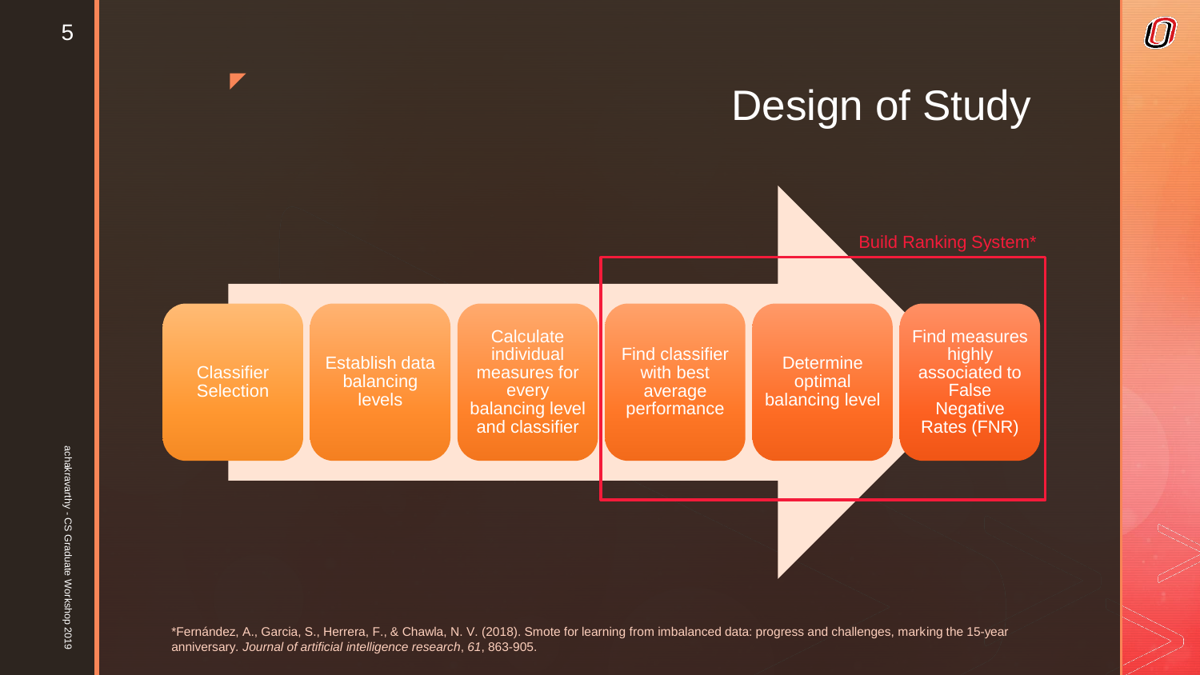# Design of Study

1. Classifier Selection
2. Establish data balancing levels
3. Calculate individual measures for every balancing level and classifier
4. Find classifier with best average performance
5. Determine optimal balancing level
6. Find measures highly associated to False Negative Rates (FNR)

Build Ranking System* (steps 4–6)

*Fernández, A., Garcia, S., Herrera, F., & Chawla, N. V. (2018). Smote for learning from imbalanced data: progress and challenges, marking the 15-year anniversary. *Journal of artificial intelligence research*, *61*, 863-905.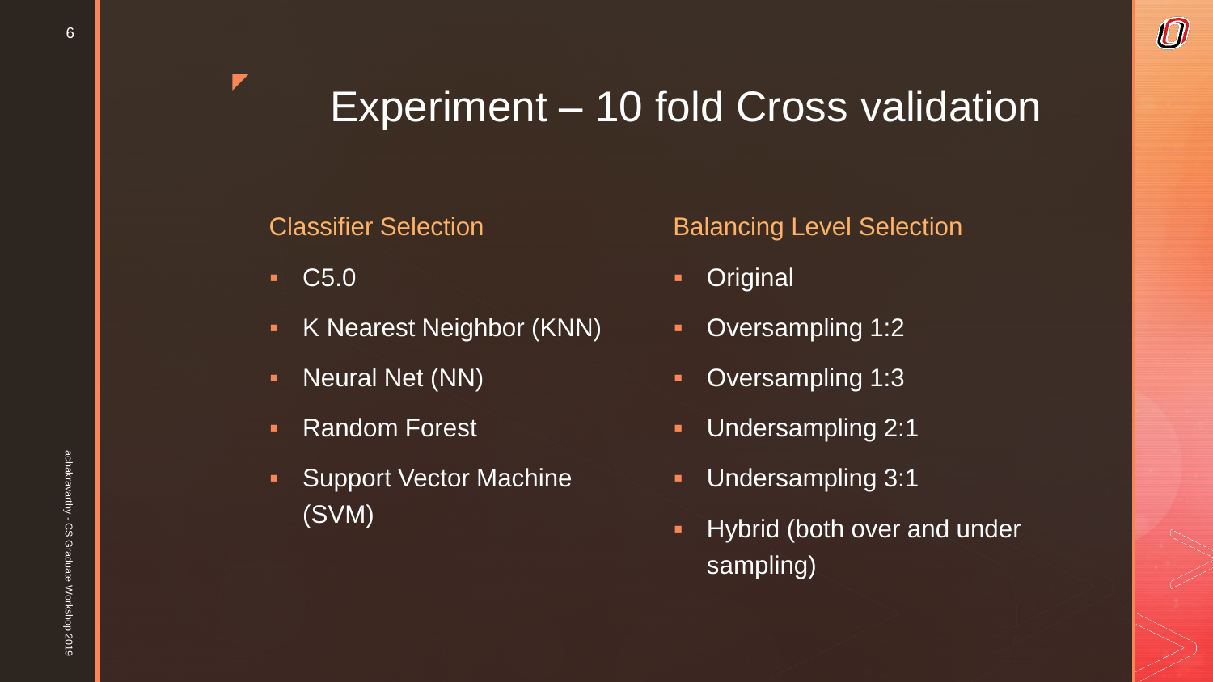# Experiment – 10 fold Cross validation

## Classifier Selection

- C5.0
- K Nearest Neighbor (KNN)
- Neural Net (NN)
- Random Forest
- Support Vector Machine (SVM)

## Balancing Level Selection

- Original
- Oversampling 1:2
- Oversampling 1:3
- Undersampling 2:1
- Undersampling 3:1
- Hybrid (both over and under sampling)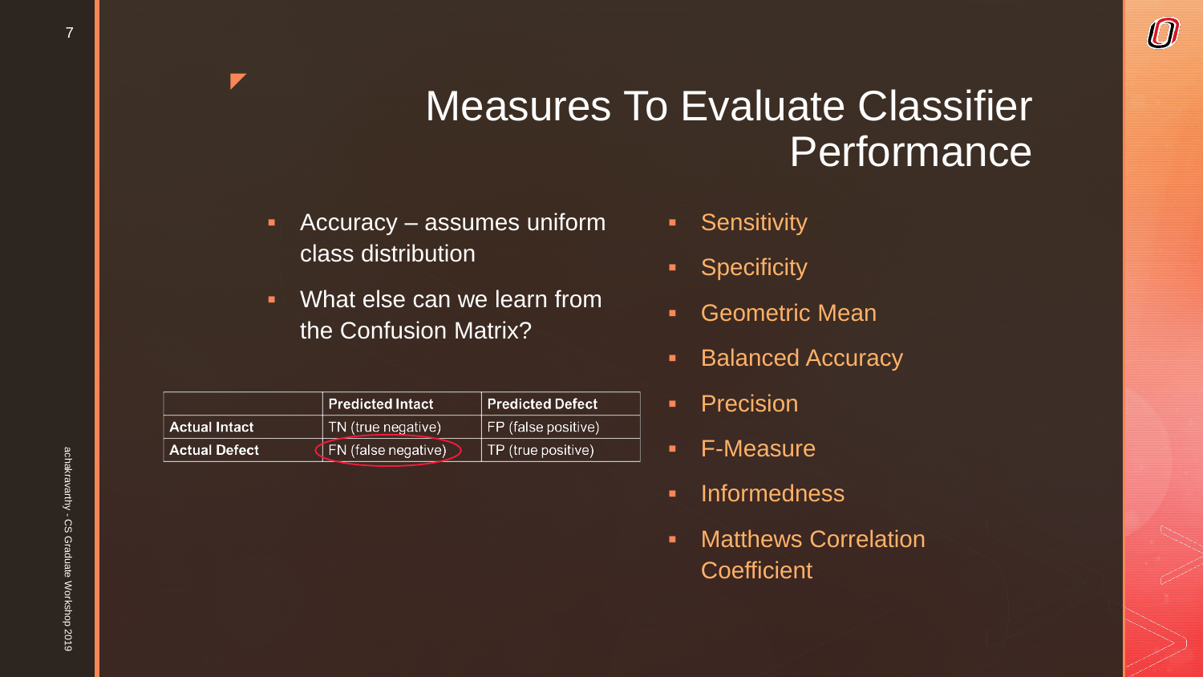# Measures To Evaluate Classifier Performance

- Accuracy – assumes uniform class distribution
- What else can we learn from the Confusion Matrix?

| | Predicted Intact | Predicted Defect |
|---|---|---|
| **Actual Intact** | TN (true negative) | FP (false positive) |
| **Actual Defect** | FN (false negative) | TP (true positive) |

- Sensitivity
- Specificity
- Geometric Mean
- Balanced Accuracy
- Precision
- F-Measure
- Informedness
- Matthews Correlation Coefficient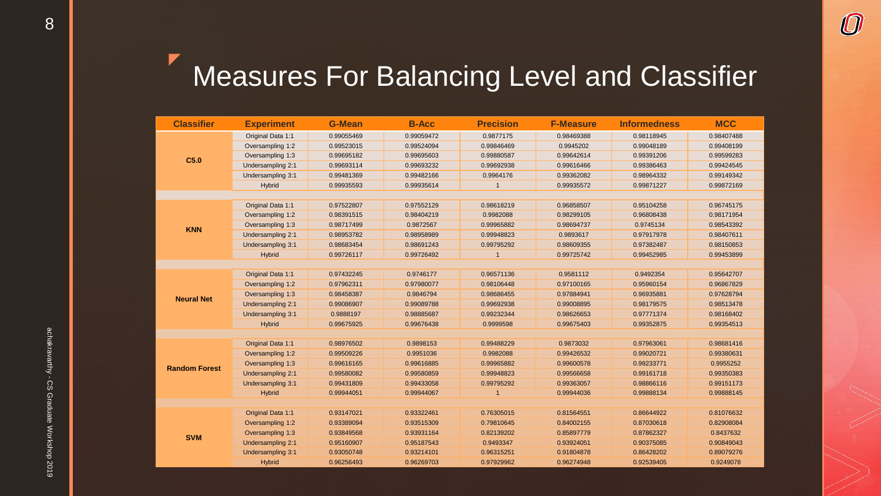# Measures For Balancing Level and Classifier

| Classifier | Experiment | G-Mean | B-Acc | Precision | F-Measure | Informedness | MCC |
|---|---|---|---|---|---|---|---|
| C5.0 | Original Data 1:1 | 0.99055469 | 0.99059472 | 0.9877175 | 0.98469388 | 0.98118945 | 0.98407488 |
| | Oversampling 1:2 | 0.99523015 | 0.99524094 | 0.99846469 | 0.9945202 | 0.99048189 | 0.99408199 |
| | Oversampling 1:3 | 0.99695182 | 0.99695603 | 0.99880587 | 0.99642614 | 0.99391206 | 0.99599283 |
| | Undersampling 2:1 | 0.99693114 | 0.99693232 | 0.99692938 | 0.99616466 | 0.99386463 | 0.99424545 |
| | Undersampling 3:1 | 0.99481369 | 0.99482166 | 0.9964176 | 0.99362082 | 0.98964332 | 0.99149342 |
| | Hybrid | 0.99935593 | 0.99935614 | 1 | 0.99935572 | 0.99871227 | 0.99872169 |
| KNN | Original Data 1:1 | 0.97522807 | 0.97552129 | 0.98618219 | 0.96858507 | 0.95104258 | 0.96745175 |
| | Oversampling 1:2 | 0.98391515 | 0.98404219 | 0.9982088 | 0.98299105 | 0.96808438 | 0.98171954 |
| | Oversampling 1:3 | 0.98717499 | 0.9872567 | 0.99965882 | 0.98694737 | 0.9745134 | 0.98543392 |
| | Undersampling 2:1 | 0.98953782 | 0.98958989 | 0.99948823 | 0.9893617 | 0.97917978 | 0.98407611 |
| | Undersampling 3:1 | 0.98683454 | 0.98691243 | 0.99795292 | 0.98609355 | 0.97382487 | 0.98150853 |
| | Hybrid | 0.99726117 | 0.99726492 | 1 | 0.99725742 | 0.99452985 | 0.99453899 |
| Neural Net | Original Data 1:1 | 0.97432245 | 0.9746177 | 0.96571136 | 0.9581112 | 0.9492354 | 0.95642707 |
| | Oversampling 1:2 | 0.97962311 | 0.97980077 | 0.98106448 | 0.97100165 | 0.95960154 | 0.96867829 |
| | Oversampling 1:3 | 0.98458387 | 0.9846794 | 0.98686455 | 0.97884941 | 0.96935881 | 0.97628794 |
| | Undersampling 2:1 | 0.99086907 | 0.99089788 | 0.99692938 | 0.99008895 | 0.98179575 | 0.98513478 |
| | Undersampling 3:1 | 0.9888197 | 0.98885687 | 0.99232344 | 0.98626653 | 0.97771374 | 0.98168402 |
| | Hybrid | 0.99675925 | 0.99676438 | 0.9999598 | 0.99675403 | 0.99352875 | 0.99354513 |
| Random Forest | Original Data 1:1 | 0.98976502 | 0.9898153 | 0.99488229 | 0.9873032 | 0.97963061 | 0.98681416 |
| | Oversampling 1:2 | 0.99509226 | 0.9951036 | 0.9982088 | 0.99426532 | 0.99020721 | 0.99380631 |
| | Oversampling 1:3 | 0.99616165 | 0.99616885 | 0.99965882 | 0.99600578 | 0.99233771 | 0.9955252 |
| | Undersampling 2:1 | 0.99580082 | 0.99580859 | 0.99948823 | 0.99566658 | 0.99161718 | 0.99350383 |
| | Undersampling 3:1 | 0.99431809 | 0.99433058 | 0.99795292 | 0.99363057 | 0.98866116 | 0.99151173 |
| | Hybrid | 0.99944051 | 0.99944067 | 1 | 0.99944036 | 0.99888134 | 0.99888145 |
| SVM | Original Data 1:1 | 0.93147021 | 0.93322461 | 0.76305015 | 0.81564551 | 0.86644922 | 0.81076632 |
| | Oversampling 1:2 | 0.93389094 | 0.93515309 | 0.79810645 | 0.84002155 | 0.87030618 | 0.82908084 |
| | Oversampling 1:3 | 0.93849568 | 0.93931164 | 0.82139202 | 0.85897779 | 0.87862327 | 0.8437632 |
| | Undersampling 2:1 | 0.95160907 | 0.95187543 | 0.9493347 | 0.93924051 | 0.90375085 | 0.90849043 |
| | Undersampling 3:1 | 0.93050748 | 0.93214101 | 0.96315251 | 0.91804878 | 0.86428202 | 0.89079276 |
| | Hybrid | 0.96256493 | 0.96269703 | 0.97929962 | 0.96274948 | 0.92539405 | 0.9249078 |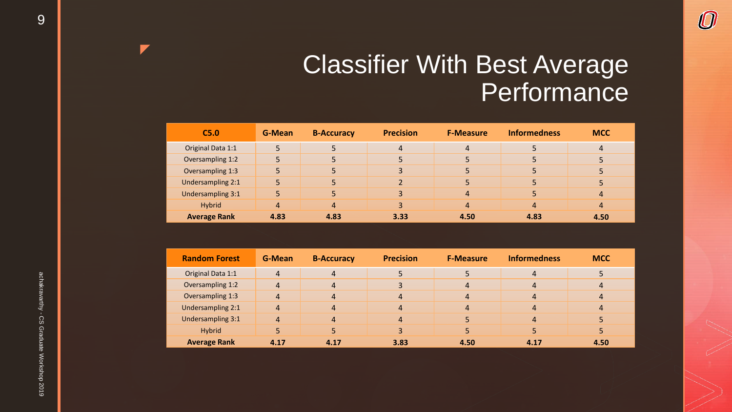# Classifier With Best Average Performance

| C5.0 | G-Mean | B-Accuracy | Precision | F-Measure | Informedness | MCC |
|---|---|---|---|---|---|---|
| Original Data 1:1 | 5 | 5 | 4 | 4 | 5 | 4 |
| Oversampling 1:2 | 5 | 5 | 5 | 5 | 5 | 5 |
| Oversampling 1:3 | 5 | 5 | 3 | 5 | 5 | 5 |
| Undersampling 2:1 | 5 | 5 | 2 | 5 | 5 | 5 |
| Undersampling 3:1 | 5 | 5 | 3 | 4 | 5 | 4 |
| Hybrid | 4 | 4 | 3 | 4 | 4 | 4 |
| **Average Rank** | **4.83** | **4.83** | **3.33** | **4.50** | **4.83** | **4.50** |

| Random Forest | G-Mean | B-Accuracy | Precision | F-Measure | Informedness | MCC |
|---|---|---|---|---|---|---|
| Original Data 1:1 | 4 | 4 | 5 | 5 | 4 | 5 |
| Oversampling 1:2 | 4 | 4 | 3 | 4 | 4 | 4 |
| Oversampling 1:3 | 4 | 4 | 4 | 4 | 4 | 4 |
| Undersampling 2:1 | 4 | 4 | 4 | 4 | 4 | 4 |
| Undersampling 3:1 | 4 | 4 | 4 | 5 | 4 | 5 |
| Hybrid | 5 | 5 | 3 | 5 | 5 | 5 |
| **Average Rank** | **4.17** | **4.17** | **3.83** | **4.50** | **4.17** | **4.50** |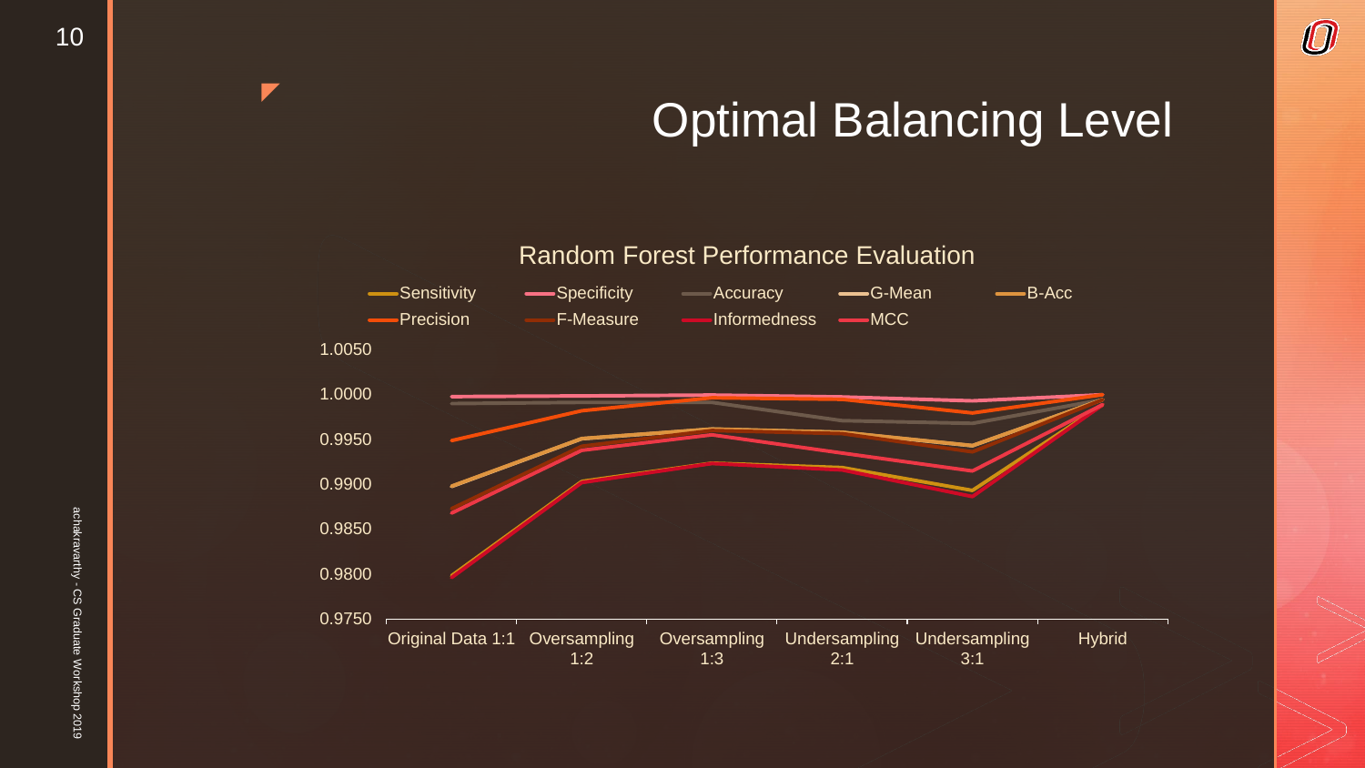# Optimal Balancing Level

Random Forest Performance Evaluation

Sensitivity, Specificity, Accuracy, G-Mean, B-Acc, Precision, F-Measure, Informedness, MCC

1.0050
1.0000
0.9950
0.9900
0.9850
0.9800
0.9750

Original Data 1:1 | Oversampling 1:2 | Oversampling 1:3 | Undersampling 2:1 | Undersampling 3:1 | Hybrid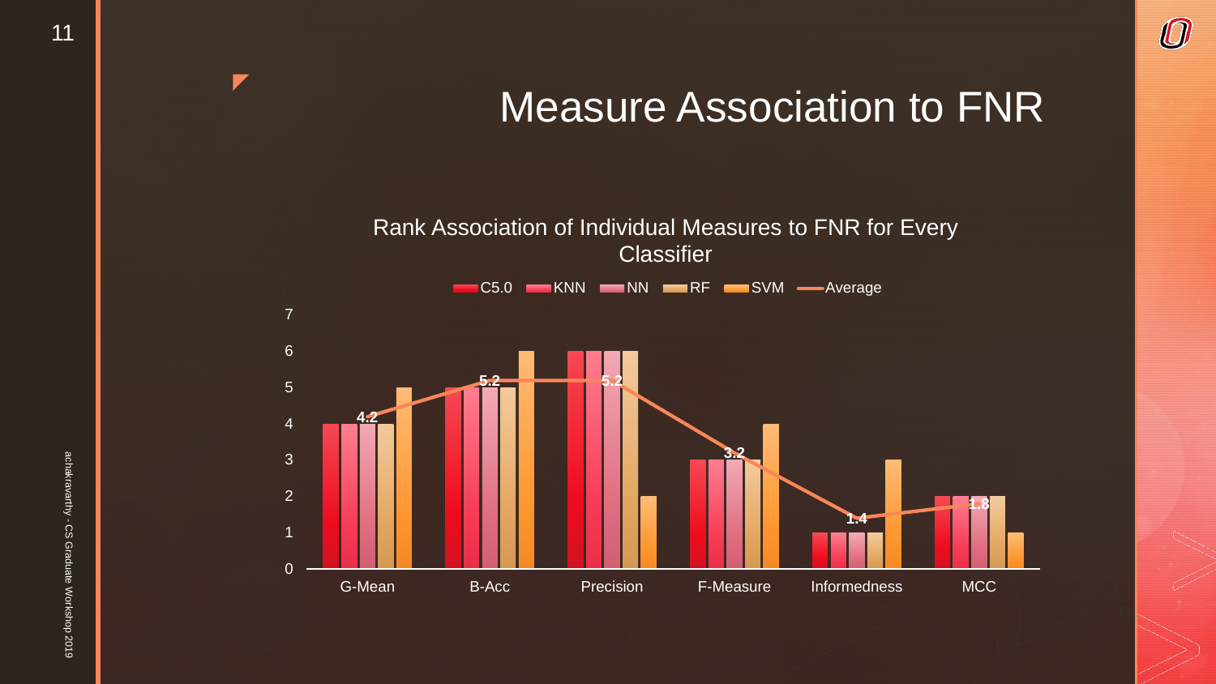# Measure Association to FNR

Rank Association of Individual Measures to FNR for Every Classifier

| Measure | C5.0 | KNN | NN | RF | SVM | Average |
|---|---|---|---|---|---|---|
| G-Mean | 4 | 4 | 4 | 4 | 5 | 4.2 |
| B-Acc | 5 | 5 | 5 | 5 | 6 | 5.2 |
| Precision | 6 | 6 | 6 | 6 | 2 | 5.2 |
| F-Measure | 3 | 3 | 3 | 3 | 4 | 3.2 |
| Informedness | 1 | 1 | 1 | 1 | 3 | 1.4 |
| MCC | 2 | 2 | 2 | 2 | 1 | 1.8 |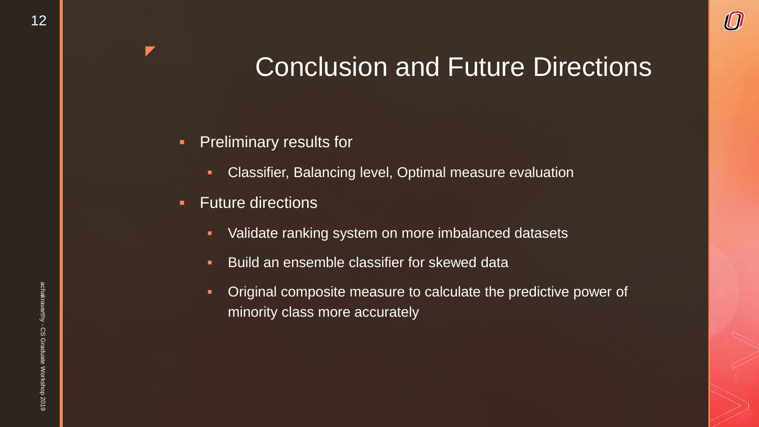# Conclusion and Future Directions

- Preliminary results for
  - Classifier, Balancing level, Optimal measure evaluation
- Future directions
  - Validate ranking system on more imbalanced datasets
  - Build an ensemble classifier for skewed data
  - Original composite measure to calculate the predictive power of minority class more accurately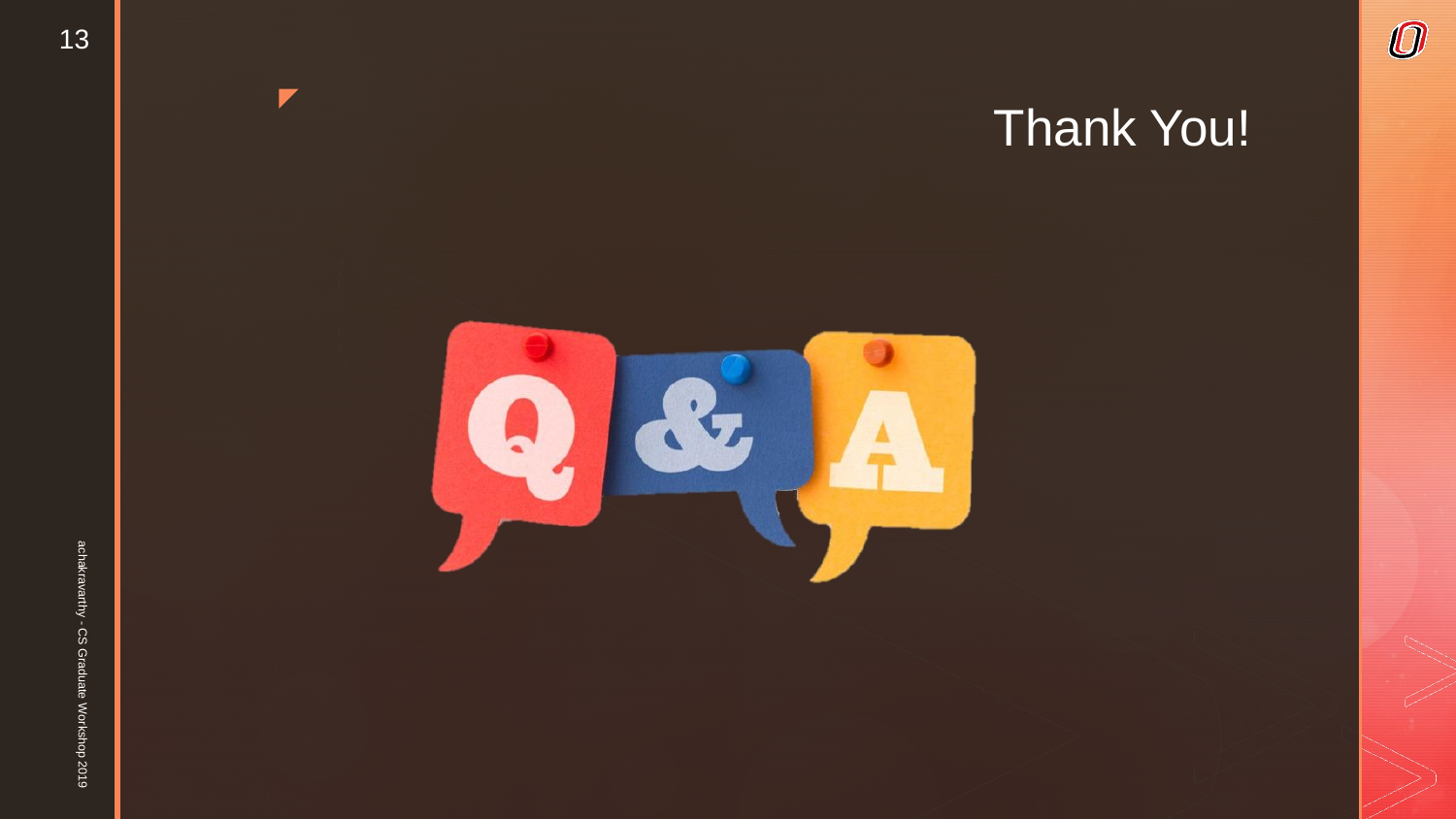# Thank You!

Q & A